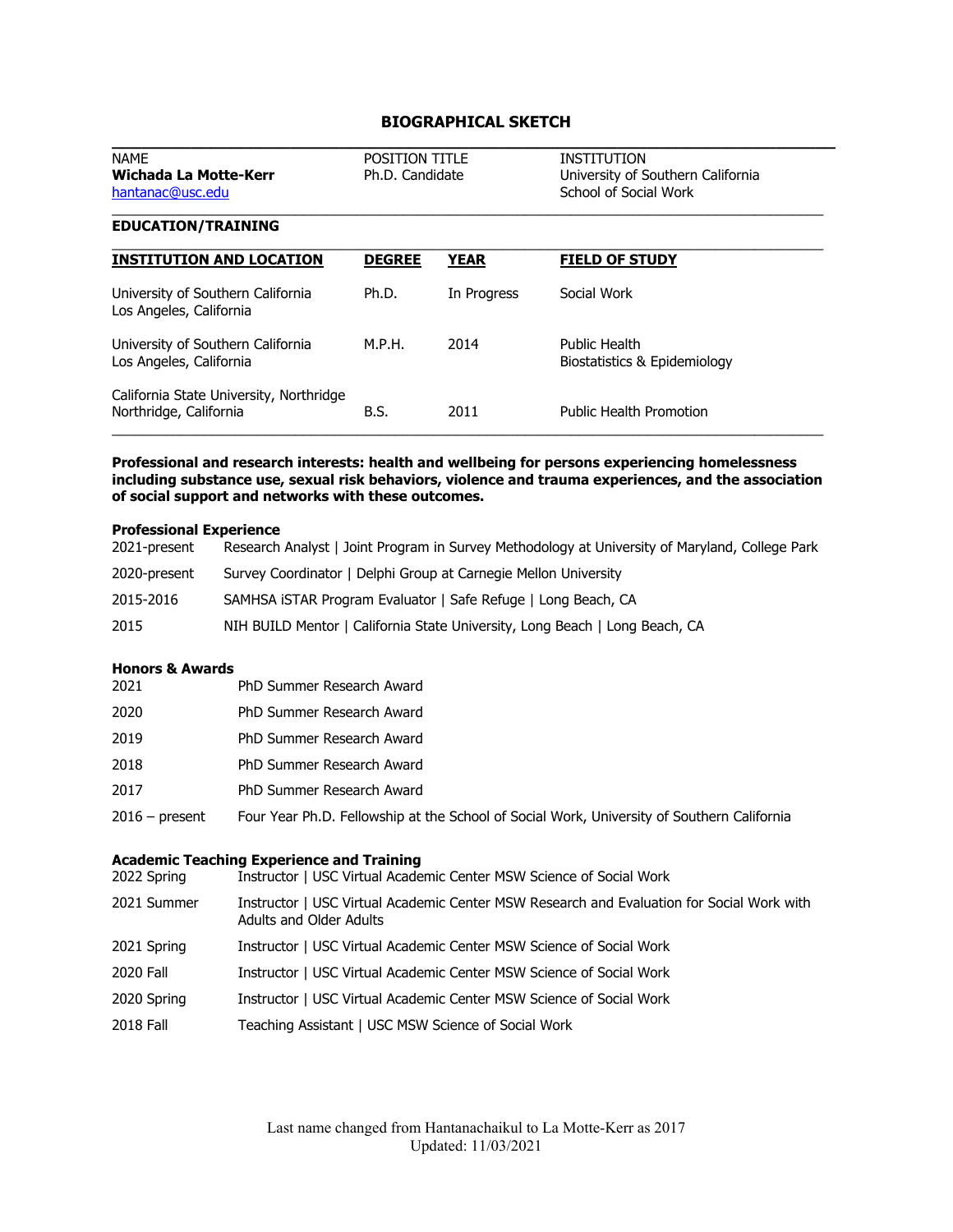# BIOGRAPHICAL SKETCH

| NAME | POSITION TITLE | INSTITUTION |
|---|---|---|
| **Wichada La Motte-Kerr**<br>hantanac@usc.edu | Ph.D. Candidate | University of Southern California<br>School of Social Work |

## EDUCATION/TRAINING

| INSTITUTION AND LOCATION | DEGREE | YEAR | FIELD OF STUDY |
|---|---|---|---|
| University of Southern California<br>Los Angeles, California | Ph.D. | In Progress | Social Work |
| University of Southern California<br>Los Angeles, California | M.P.H. | 2014 | Public Health<br>Biostatistics & Epidemiology |
| California State University, Northridge<br>Northridge, California | B.S. | 2011 | Public Health Promotion |

**Professional and research interests: health and wellbeing for persons experiencing homelessness including substance use, sexual risk behaviors, violence and trauma experiences, and the association of social support and networks with these outcomes.**

### Professional Experience

| | |
|---|---|
| 2021-present | Research Analyst \| Joint Program in Survey Methodology at University of Maryland, College Park |
| 2020-present | Survey Coordinator \| Delphi Group at Carnegie Mellon University |
| 2015-2016 | SAMHSA iSTAR Program Evaluator \| Safe Refuge \| Long Beach, CA |
| 2015 | NIH BUILD Mentor \| California State University, Long Beach \| Long Beach, CA |

### Honors & Awards

| | |
|---|---|
| 2021 | PhD Summer Research Award |
| 2020 | PhD Summer Research Award |
| 2019 | PhD Summer Research Award |
| 2018 | PhD Summer Research Award |
| 2017 | PhD Summer Research Award |
| 2016 – present | Four Year Ph.D. Fellowship at the School of Social Work, University of Southern California |

### Academic Teaching Experience and Training

| | |
|---|---|
| 2022 Spring | Instructor \| USC Virtual Academic Center MSW Science of Social Work |
| 2021 Summer | Instructor \| USC Virtual Academic Center MSW Research and Evaluation for Social Work with Adults and Older Adults |
| 2021 Spring | Instructor \| USC Virtual Academic Center MSW Science of Social Work |
| 2020 Fall | Instructor \| USC Virtual Academic Center MSW Science of Social Work |
| 2020 Spring | Instructor \| USC Virtual Academic Center MSW Science of Social Work |
| 2018 Fall | Teaching Assistant \| USC MSW Science of Social Work |

Last name changed from Hantanachaikul to La Motte-Kerr as 2017
Updated: 11/03/2021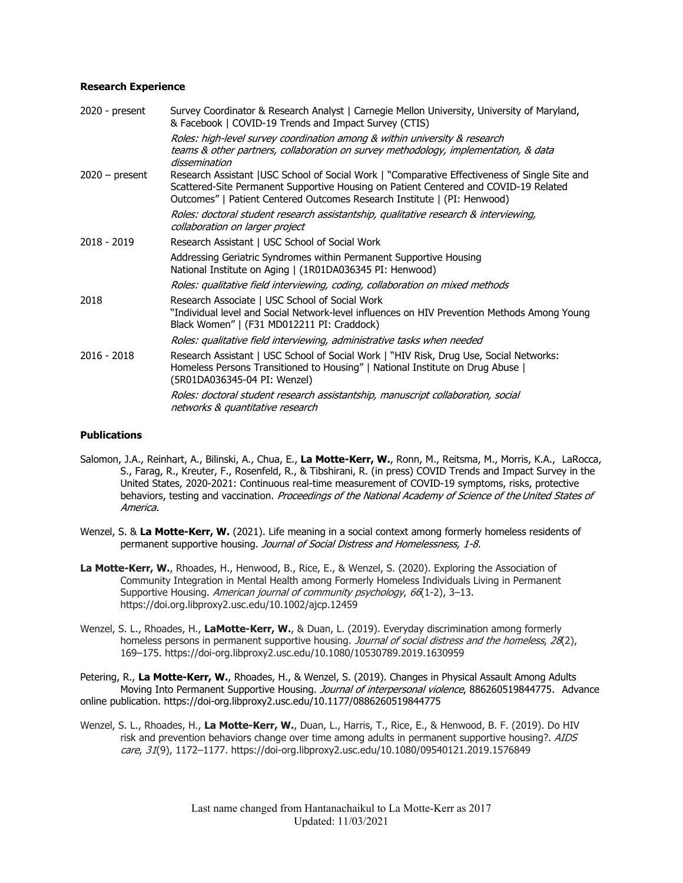**Research Experience**

2020 - present — Survey Coordinator & Research Analyst | Carnegie Mellon University, University of Maryland, & Facebook | COVID-19 Trends and Impact Survey (CTIS)

*Roles: high-level survey coordination among & within university & research teams & other partners, collaboration on survey methodology, implementation, & data dissemination*

2020 – present — Research Assistant |USC School of Social Work | "Comparative Effectiveness of Single Site and Scattered-Site Permanent Supportive Housing on Patient Centered and COVID-19 Related Outcomes" | Patient Centered Outcomes Research Institute | (PI: Henwood)

*Roles: doctoral student research assistantship, qualitative research & interviewing, collaboration on larger project*

2018 - 2019 — Research Assistant | USC School of Social Work

Addressing Geriatric Syndromes within Permanent Supportive Housing
National Institute on Aging | (1R01DA036345 PI: Henwood)

*Roles: qualitative field interviewing, coding, collaboration on mixed methods*

2018 — Research Associate | USC School of Social Work
"Individual level and Social Network-level influences on HIV Prevention Methods Among Young Black Women" | (F31 MD012211 PI: Craddock)

*Roles: qualitative field interviewing, administrative tasks when needed*

2016 - 2018 — Research Assistant | USC School of Social Work | "HIV Risk, Drug Use, Social Networks: Homeless Persons Transitioned to Housing" | National Institute on Drug Abuse | (5R01DA036345-04 PI: Wenzel)

*Roles: doctoral student research assistantship, manuscript collaboration, social networks & quantitative research*

**Publications**

Salomon, J.A., Reinhart, A., Bilinski, A., Chua, E., **La Motte-Kerr, W.**, Ronn, M., Reitsma, M., Morris, K.A., LaRocca, S., Farag, R., Kreuter, F., Rosenfeld, R., & Tibshirani, R. (in press) COVID Trends and Impact Survey in the United States, 2020-2021: Continuous real-time measurement of COVID-19 symptoms, risks, protective behaviors, testing and vaccination. *Proceedings of the National Academy of Science of the United States of America.*

Wenzel, S. & **La Motte-Kerr, W.** (2021). Life meaning in a social context among formerly homeless residents of permanent supportive housing. *Journal of Social Distress and Homelessness, 1-8.*

**La Motte-Kerr, W.**, Rhoades, H., Henwood, B., Rice, E., & Wenzel, S. (2020). Exploring the Association of Community Integration in Mental Health among Formerly Homeless Individuals Living in Permanent Supportive Housing. *American journal of community psychology*, *66*(1-2), 3–13. https://doi.org.libproxy2.usc.edu/10.1002/ajcp.12459

Wenzel, S. L., Rhoades, H., **LaMotte-Kerr, W.**, & Duan, L. (2019). Everyday discrimination among formerly homeless persons in permanent supportive housing. *Journal of social distress and the homeless*, *28*(2), 169–175. https://doi-org.libproxy2.usc.edu/10.1080/10530789.2019.1630959

Petering, R., **La Motte-Kerr, W.**, Rhoades, H., & Wenzel, S. (2019). Changes in Physical Assault Among Adults Moving Into Permanent Supportive Housing. *Journal of interpersonal violence*, 886260519844775. Advance online publication. https://doi-org.libproxy2.usc.edu/10.1177/0886260519844775

Wenzel, S. L., Rhoades, H., **La Motte-Kerr, W.**, Duan, L., Harris, T., Rice, E., & Henwood, B. F. (2019). Do HIV risk and prevention behaviors change over time among adults in permanent supportive housing?. *AIDS care*, *31*(9), 1172–1177. https://doi-org.libproxy2.usc.edu/10.1080/09540121.2019.1576849

Last name changed from Hantanachaikul to La Motte-Kerr as 2017
Updated: 11/03/2021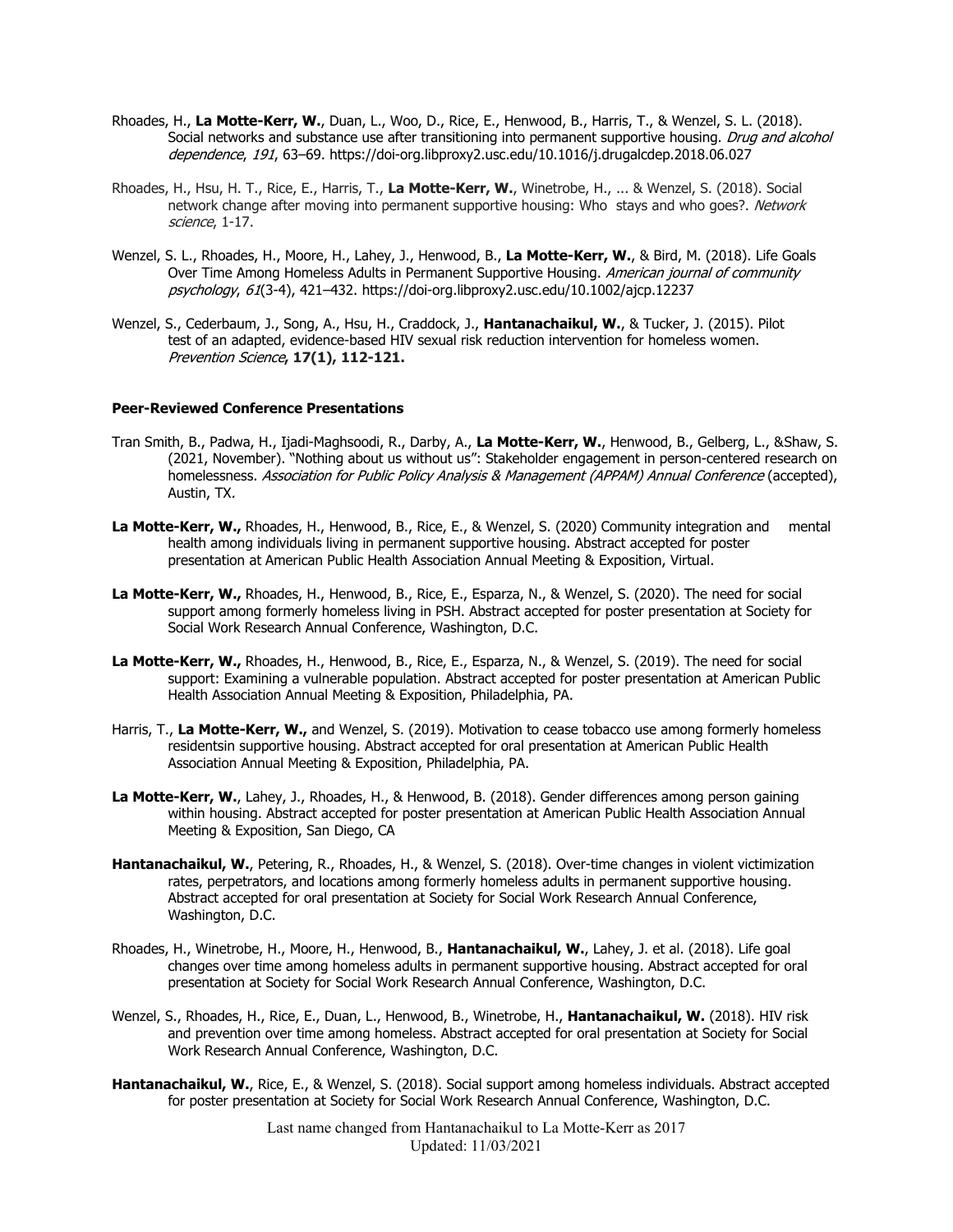Rhoades, H., **La Motte-Kerr, W.**, Duan, L., Woo, D., Rice, E., Henwood, B., Harris, T., & Wenzel, S. L. (2018). Social networks and substance use after transitioning into permanent supportive housing. *Drug and alcohol dependence*, *191*, 63–69. https://doi-org.libproxy2.usc.edu/10.1016/j.drugalcdep.2018.06.027

Rhoades, H., Hsu, H. T., Rice, E., Harris, T., **La Motte-Kerr, W.**, Winetrobe, H., ... & Wenzel, S. (2018). Social network change after moving into permanent supportive housing: Who stays and who goes?. *Network science*, 1-17.

Wenzel, S. L., Rhoades, H., Moore, H., Lahey, J., Henwood, B., **La Motte-Kerr, W.**, & Bird, M. (2018). Life Goals Over Time Among Homeless Adults in Permanent Supportive Housing. *American journal of community psychology*, *61*(3-4), 421–432. https://doi-org.libproxy2.usc.edu/10.1002/ajcp.12237

Wenzel, S., Cederbaum, J., Song, A., Hsu, H., Craddock, J., **Hantanachaikul, W.**, & Tucker, J. (2015). Pilot test of an adapted, evidence-based HIV sexual risk reduction intervention for homeless women. *Prevention Science*, **17(1), 112-121.**

**Peer-Reviewed Conference Presentations**

Tran Smith, B., Padwa, H., Ijadi-Maghsoodi, R., Darby, A., **La Motte-Kerr, W.**, Henwood, B., Gelberg, L., &Shaw, S. (2021, November). "Nothing about us without us": Stakeholder engagement in person-centered research on homelessness. *Association for Public Policy Analysis & Management (APPAM) Annual Conference* (accepted), Austin, TX*.*

**La Motte-Kerr, W.,** Rhoades, H., Henwood, B., Rice, E., & Wenzel, S. (2020) Community integration and mental health among individuals living in permanent supportive housing. Abstract accepted for poster presentation at American Public Health Association Annual Meeting & Exposition, Virtual.

**La Motte-Kerr, W.,** Rhoades, H., Henwood, B., Rice, E., Esparza, N., & Wenzel, S. (2020). The need for social support among formerly homeless living in PSH. Abstract accepted for poster presentation at Society for Social Work Research Annual Conference, Washington, D.C.

**La Motte-Kerr, W.,** Rhoades, H., Henwood, B., Rice, E., Esparza, N., & Wenzel, S. (2019). The need for social support: Examining a vulnerable population. Abstract accepted for poster presentation at American Public Health Association Annual Meeting & Exposition, Philadelphia, PA.

Harris, T., **La Motte-Kerr, W.,** and Wenzel, S. (2019). Motivation to cease tobacco use among formerly homeless residentsin supportive housing. Abstract accepted for oral presentation at American Public Health Association Annual Meeting & Exposition, Philadelphia, PA.

**La Motte-Kerr, W.**, Lahey, J., Rhoades, H., & Henwood, B. (2018). Gender differences among person gaining within housing. Abstract accepted for poster presentation at American Public Health Association Annual Meeting & Exposition, San Diego, CA

**Hantanachaikul, W.**, Petering, R., Rhoades, H., & Wenzel, S. (2018). Over-time changes in violent victimization rates, perpetrators, and locations among formerly homeless adults in permanent supportive housing. Abstract accepted for oral presentation at Society for Social Work Research Annual Conference, Washington, D.C.

Rhoades, H., Winetrobe, H., Moore, H., Henwood, B., **Hantanachaikul, W.**, Lahey, J. et al. (2018). Life goal changes over time among homeless adults in permanent supportive housing. Abstract accepted for oral presentation at Society for Social Work Research Annual Conference, Washington, D.C.

Wenzel, S., Rhoades, H., Rice, E., Duan, L., Henwood, B., Winetrobe, H., **Hantanachaikul, W.** (2018). HIV risk and prevention over time among homeless. Abstract accepted for oral presentation at Society for Social Work Research Annual Conference, Washington, D.C.

**Hantanachaikul, W.**, Rice, E., & Wenzel, S. (2018). Social support among homeless individuals. Abstract accepted for poster presentation at Society for Social Work Research Annual Conference, Washington, D.C.

Last name changed from Hantanachaikul to La Motte-Kerr as 2017
Updated: 11/03/2021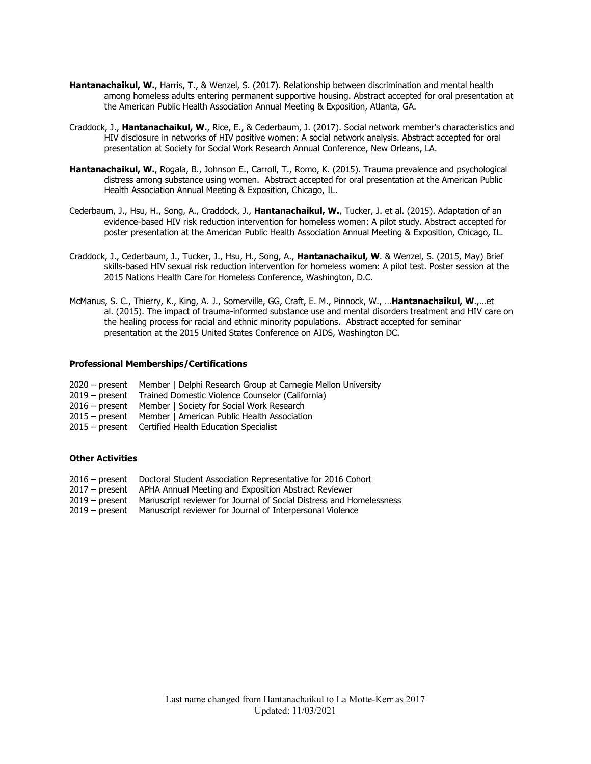**Hantanachaikul, W.**, Harris, T., & Wenzel, S. (2017). Relationship between discrimination and mental health among homeless adults entering permanent supportive housing. Abstract accepted for oral presentation at the American Public Health Association Annual Meeting & Exposition, Atlanta, GA.

Craddock, J., **Hantanachaikul, W.**, Rice, E., & Cederbaum, J. (2017). Social network member's characteristics and HIV disclosure in networks of HIV positive women: A social network analysis. Abstract accepted for oral presentation at Society for Social Work Research Annual Conference, New Orleans, LA.

**Hantanachaikul, W.**, Rogala, B., Johnson E., Carroll, T., Romo, K. (2015). Trauma prevalence and psychological distress among substance using women. Abstract accepted for oral presentation at the American Public Health Association Annual Meeting & Exposition, Chicago, IL.

Cederbaum, J., Hsu, H., Song, A., Craddock, J., **Hantanachaikul, W.**, Tucker, J. et al. (2015). Adaptation of an evidence-based HIV risk reduction intervention for homeless women: A pilot study. Abstract accepted for poster presentation at the American Public Health Association Annual Meeting & Exposition, Chicago, IL.

Craddock, J., Cederbaum, J., Tucker, J., Hsu, H., Song, A., **Hantanachaikul, W**. & Wenzel, S. (2015, May) Brief skills-based HIV sexual risk reduction intervention for homeless women: A pilot test. Poster session at the 2015 Nations Health Care for Homeless Conference, Washington, D.C.

McManus, S. C., Thierry, K., King, A. J., Somerville, GG, Craft, E. M., Pinnock, W., …**Hantanachaikul, W**.,…et al. (2015). The impact of trauma-informed substance use and mental disorders treatment and HIV care on the healing process for racial and ethnic minority populations. Abstract accepted for seminar presentation at the 2015 United States Conference on AIDS, Washington DC.

### Professional Memberships/Certifications

- 2020 – present Member | Delphi Research Group at Carnegie Mellon University
- 2019 – present Trained Domestic Violence Counselor (California)
- 2016 – present Member | Society for Social Work Research
- 2015 – present Member | American Public Health Association
- 2015 – present Certified Health Education Specialist

### Other Activities

- 2016 – present Doctoral Student Association Representative for 2016 Cohort
- 2017 – present APHA Annual Meeting and Exposition Abstract Reviewer
- 2019 – present Manuscript reviewer for Journal of Social Distress and Homelessness
- 2019 – present Manuscript reviewer for Journal of Interpersonal Violence

Last name changed from Hantanachaikul to La Motte-Kerr as 2017
Updated: 11/03/2021